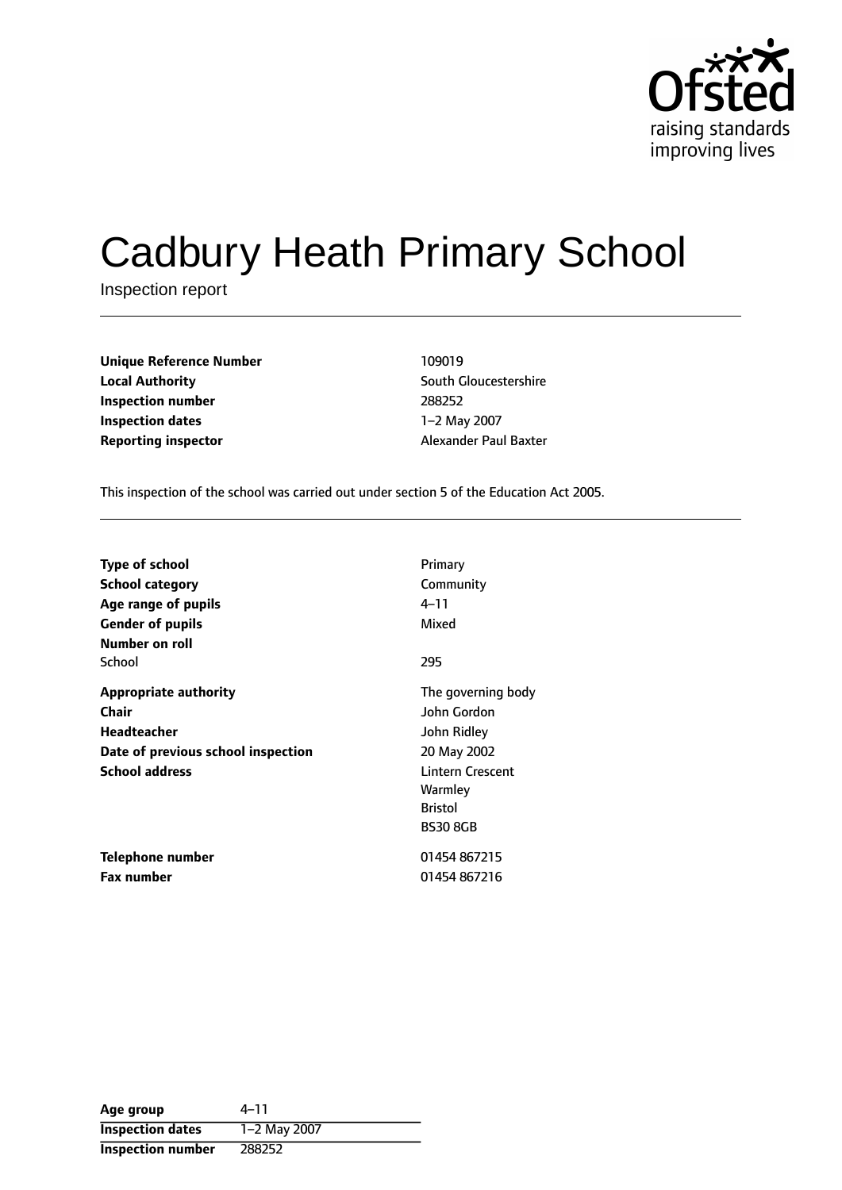# Cadbury Heath Primary School

Inspection report

| | |
|---|---|
| **Unique Reference Number** | 109019 |
| **Local Authority** | South Gloucestershire |
| **Inspection number** | 288252 |
| **Inspection dates** | 1–2 May 2007 |
| **Reporting inspector** | Alexander Paul Baxter |

This inspection of the school was carried out under section 5 of the Education Act 2005.

| | |
|---|---|
| **Type of school** | Primary |
| **School category** | Community |
| **Age range of pupils** | 4–11 |
| **Gender of pupils** | Mixed |
| **Number on roll** | |
| School | 295 |
| **Appropriate authority** | The governing body |
| **Chair** | John Gordon |
| **Headteacher** | John Ridley |
| **Date of previous school inspection** | 20 May 2002 |
| **School address** | Lintern Crescent<br>Warmley<br>Bristol<br>BS30 8GB |
| **Telephone number** | 01454 867215 |
| **Fax number** | 01454 867216 |

| | |
|---|---|
| **Age group** | 4–11 |
| **Inspection dates** | 1–2 May 2007 |
| **Inspection number** | 288252 |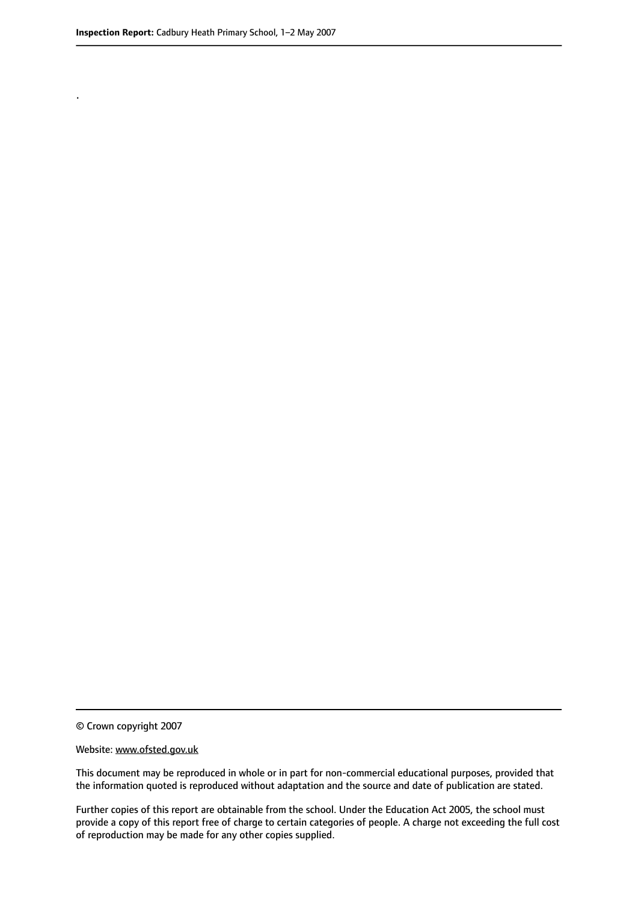.

© Crown copyright 2007

Website: www.ofsted.gov.uk

This document may be reproduced in whole or in part for non-commercial educational purposes, provided that the information quoted is reproduced without adaptation and the source and date of publication are stated.

Further copies of this report are obtainable from the school. Under the Education Act 2005, the school must provide a copy of this report free of charge to certain categories of people. A charge not exceeding the full cost of reproduction may be made for any other copies supplied.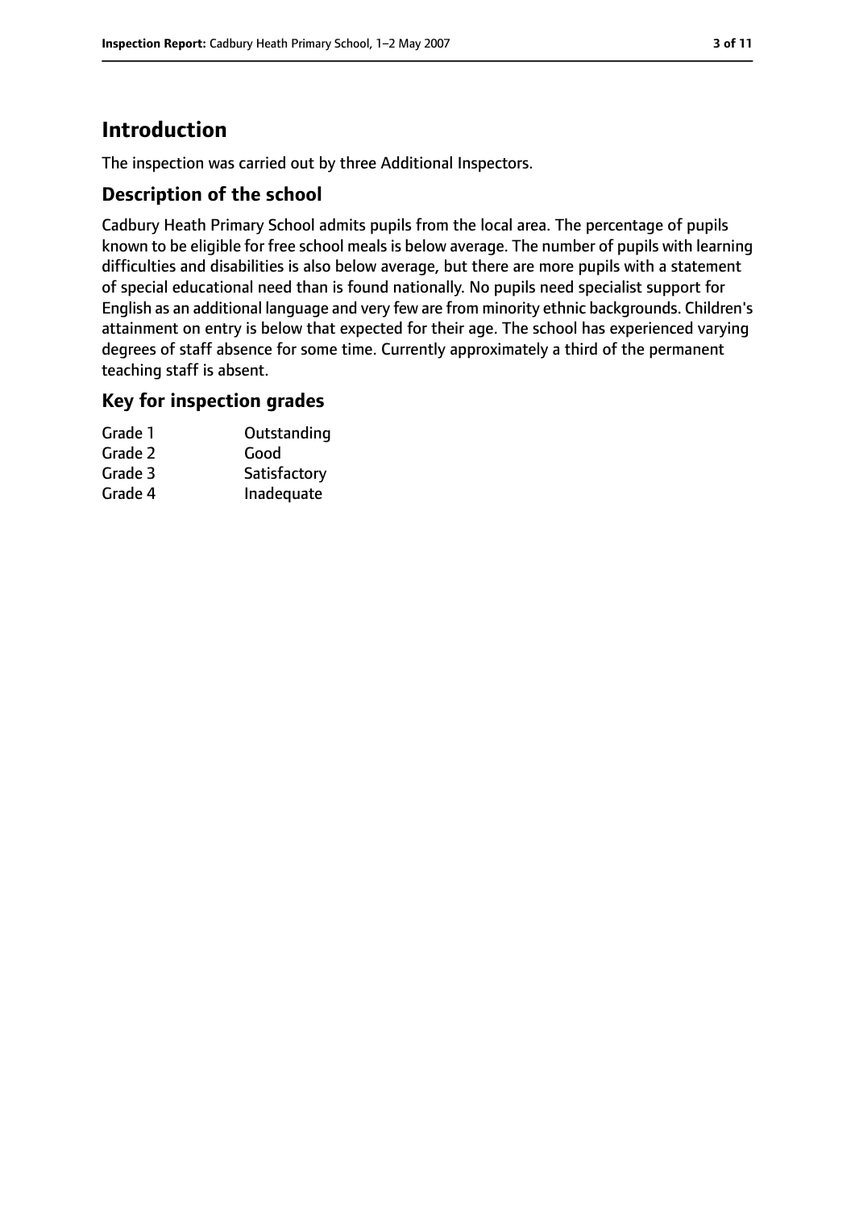## Introduction

The inspection was carried out by three Additional Inspectors.

### Description of the school

Cadbury Heath Primary School admits pupils from the local area. The percentage of pupils known to be eligible for free school meals is below average. The number of pupils with learning difficulties and disabilities is also below average, but there are more pupils with a statement of special educational need than is found nationally. No pupils need specialist support for English as an additional language and very few are from minority ethnic backgrounds. Children's attainment on entry is below that expected for their age. The school has experienced varying degrees of staff absence for some time. Currently approximately a third of the permanent teaching staff is absent.

### Key for inspection grades

| | |
|---|---|
| Grade 1 | Outstanding |
| Grade 2 | Good |
| Grade 3 | Satisfactory |
| Grade 4 | Inadequate |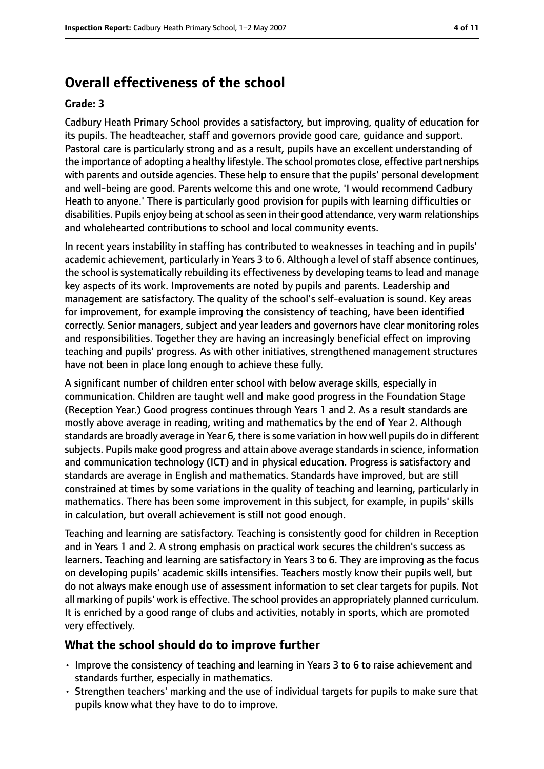## Overall effectiveness of the school

**Grade: 3**

Cadbury Heath Primary School provides a satisfactory, but improving, quality of education for its pupils. The headteacher, staff and governors provide good care, guidance and support. Pastoral care is particularly strong and as a result, pupils have an excellent understanding of the importance of adopting a healthy lifestyle. The school promotes close, effective partnerships with parents and outside agencies. These help to ensure that the pupils' personal development and well-being are good. Parents welcome this and one wrote, 'I would recommend Cadbury Heath to anyone.' There is particularly good provision for pupils with learning difficulties or disabilities. Pupils enjoy being at school as seen in their good attendance, very warm relationships and wholehearted contributions to school and local community events.

In recent years instability in staffing has contributed to weaknesses in teaching and in pupils' academic achievement, particularly in Years 3 to 6. Although a level of staff absence continues, the school is systematically rebuilding its effectiveness by developing teams to lead and manage key aspects of its work. Improvements are noted by pupils and parents. Leadership and management are satisfactory. The quality of the school's self-evaluation is sound. Key areas for improvement, for example improving the consistency of teaching, have been identified correctly. Senior managers, subject and year leaders and governors have clear monitoring roles and responsibilities. Together they are having an increasingly beneficial effect on improving teaching and pupils' progress. As with other initiatives, strengthened management structures have not been in place long enough to achieve these fully.

A significant number of children enter school with below average skills, especially in communication. Children are taught well and make good progress in the Foundation Stage (Reception Year.) Good progress continues through Years 1 and 2. As a result standards are mostly above average in reading, writing and mathematics by the end of Year 2. Although standards are broadly average in Year 6, there is some variation in how well pupils do in different subjects. Pupils make good progress and attain above average standards in science, information and communication technology (ICT) and in physical education. Progress is satisfactory and standards are average in English and mathematics. Standards have improved, but are still constrained at times by some variations in the quality of teaching and learning, particularly in mathematics. There has been some improvement in this subject, for example, in pupils' skills in calculation, but overall achievement is still not good enough.

Teaching and learning are satisfactory. Teaching is consistently good for children in Reception and in Years 1 and 2. A strong emphasis on practical work secures the children's success as learners. Teaching and learning are satisfactory in Years 3 to 6. They are improving as the focus on developing pupils' academic skills intensifies. Teachers mostly know their pupils well, but do not always make enough use of assessment information to set clear targets for pupils. Not all marking of pupils' work is effective. The school provides an appropriately planned curriculum. It is enriched by a good range of clubs and activities, notably in sports, which are promoted very effectively.

### What the school should do to improve further

- Improve the consistency of teaching and learning in Years 3 to 6 to raise achievement and standards further, especially in mathematics.
- Strengthen teachers' marking and the use of individual targets for pupils to make sure that pupils know what they have to do to improve.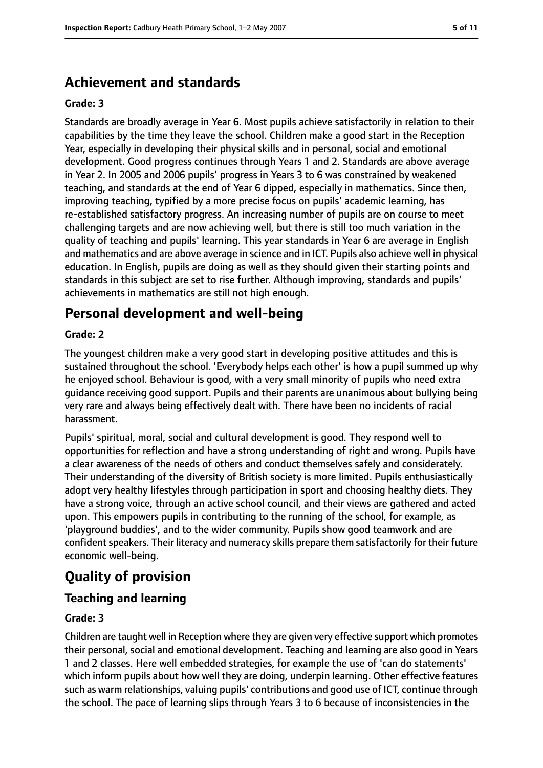## Achievement and standards

**Grade: 3**

Standards are broadly average in Year 6. Most pupils achieve satisfactorily in relation to their capabilities by the time they leave the school. Children make a good start in the Reception Year, especially in developing their physical skills and in personal, social and emotional development. Good progress continues through Years 1 and 2. Standards are above average in Year 2. In 2005 and 2006 pupils' progress in Years 3 to 6 was constrained by weakened teaching, and standards at the end of Year 6 dipped, especially in mathematics. Since then, improving teaching, typified by a more precise focus on pupils' academic learning, has re-established satisfactory progress. An increasing number of pupils are on course to meet challenging targets and are now achieving well, but there is still too much variation in the quality of teaching and pupils' learning. This year standards in Year 6 are average in English and mathematics and are above average in science and in ICT. Pupils also achieve well in physical education. In English, pupils are doing as well as they should given their starting points and standards in this subject are set to rise further. Although improving, standards and pupils' achievements in mathematics are still not high enough.

## Personal development and well-being

**Grade: 2**

The youngest children make a very good start in developing positive attitudes and this is sustained throughout the school. 'Everybody helps each other' is how a pupil summed up why he enjoyed school. Behaviour is good, with a very small minority of pupils who need extra guidance receiving good support. Pupils and their parents are unanimous about bullying being very rare and always being effectively dealt with. There have been no incidents of racial harassment.

Pupils' spiritual, moral, social and cultural development is good. They respond well to opportunities for reflection and have a strong understanding of right and wrong. Pupils have a clear awareness of the needs of others and conduct themselves safely and considerately. Their understanding of the diversity of British society is more limited. Pupils enthusiastically adopt very healthy lifestyles through participation in sport and choosing healthy diets. They have a strong voice, through an active school council, and their views are gathered and acted upon. This empowers pupils in contributing to the running of the school, for example, as 'playground buddies', and to the wider community. Pupils show good teamwork and are confident speakers. Their literacy and numeracy skills prepare them satisfactorily for their future economic well-being.

# Quality of provision

## Teaching and learning

**Grade: 3**

Children are taught well in Reception where they are given very effective support which promotes their personal, social and emotional development. Teaching and learning are also good in Years 1 and 2 classes. Here well embedded strategies, for example the use of 'can do statements' which inform pupils about how well they are doing, underpin learning. Other effective features such as warm relationships, valuing pupils' contributions and good use of ICT, continue through the school. The pace of learning slips through Years 3 to 6 because of inconsistencies in the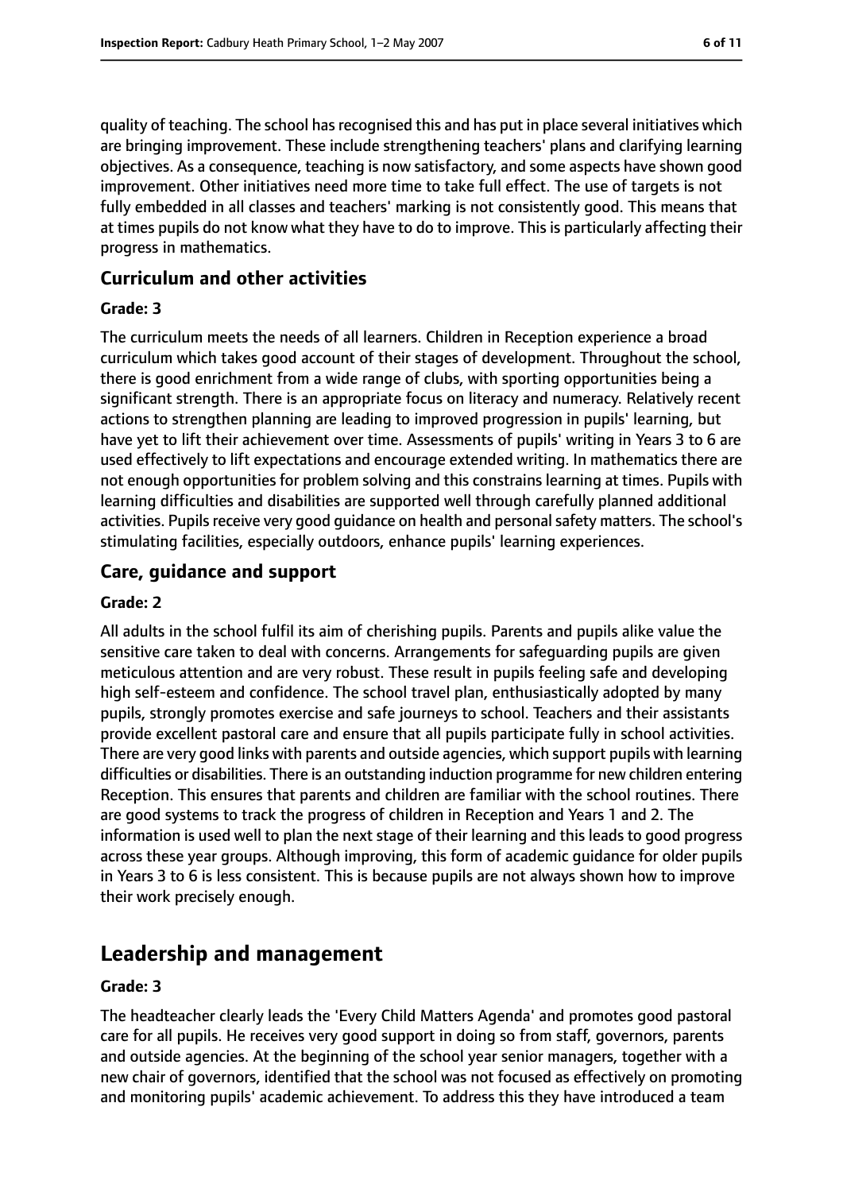quality of teaching. The school has recognised this and has put in place several initiatives which are bringing improvement. These include strengthening teachers' plans and clarifying learning objectives. As a consequence, teaching is now satisfactory, and some aspects have shown good improvement. Other initiatives need more time to take full effect. The use of targets is not fully embedded in all classes and teachers' marking is not consistently good. This means that at times pupils do not know what they have to do to improve. This is particularly affecting their progress in mathematics.

### Curriculum and other activities

#### Grade: 3

The curriculum meets the needs of all learners. Children in Reception experience a broad curriculum which takes good account of their stages of development. Throughout the school, there is good enrichment from a wide range of clubs, with sporting opportunities being a significant strength. There is an appropriate focus on literacy and numeracy. Relatively recent actions to strengthen planning are leading to improved progression in pupils' learning, but have yet to lift their achievement over time. Assessments of pupils' writing in Years 3 to 6 are used effectively to lift expectations and encourage extended writing. In mathematics there are not enough opportunities for problem solving and this constrains learning at times. Pupils with learning difficulties and disabilities are supported well through carefully planned additional activities. Pupils receive very good guidance on health and personal safety matters. The school's stimulating facilities, especially outdoors, enhance pupils' learning experiences.

### Care, guidance and support

#### Grade: 2

All adults in the school fulfil its aim of cherishing pupils. Parents and pupils alike value the sensitive care taken to deal with concerns. Arrangements for safeguarding pupils are given meticulous attention and are very robust. These result in pupils feeling safe and developing high self-esteem and confidence. The school travel plan, enthusiastically adopted by many pupils, strongly promotes exercise and safe journeys to school. Teachers and their assistants provide excellent pastoral care and ensure that all pupils participate fully in school activities. There are very good links with parents and outside agencies, which support pupils with learning difficulties or disabilities. There is an outstanding induction programme for new children entering Reception. This ensures that parents and children are familiar with the school routines. There are good systems to track the progress of children in Reception and Years 1 and 2. The information is used well to plan the next stage of their learning and this leads to good progress across these year groups. Although improving, this form of academic guidance for older pupils in Years 3 to 6 is less consistent. This is because pupils are not always shown how to improve their work precisely enough.

## Leadership and management

#### Grade: 3

The headteacher clearly leads the 'Every Child Matters Agenda' and promotes good pastoral care for all pupils. He receives very good support in doing so from staff, governors, parents and outside agencies. At the beginning of the school year senior managers, together with a new chair of governors, identified that the school was not focused as effectively on promoting and monitoring pupils' academic achievement. To address this they have introduced a team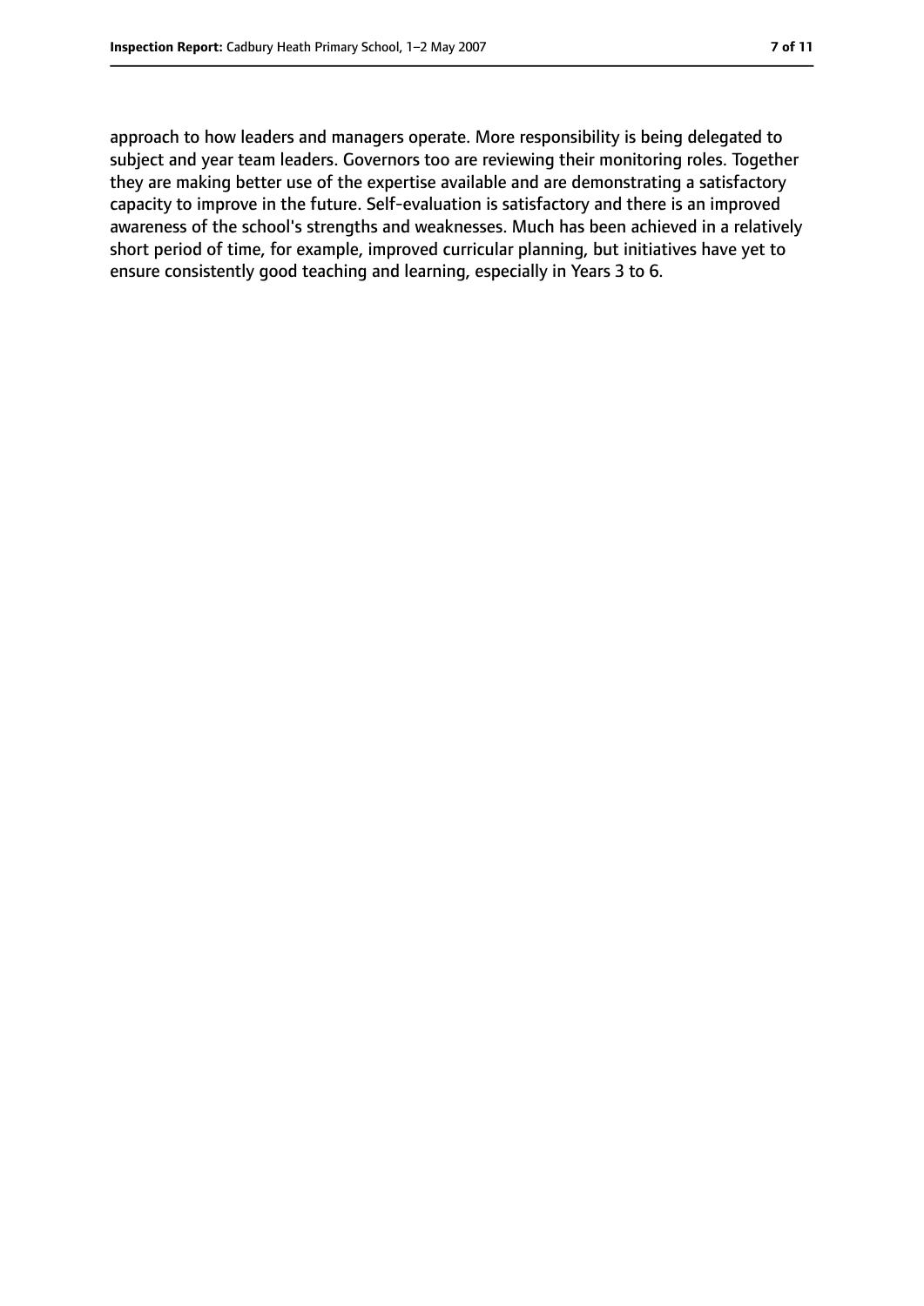approach to how leaders and managers operate. More responsibility is being delegated to subject and year team leaders. Governors too are reviewing their monitoring roles. Together they are making better use of the expertise available and are demonstrating a satisfactory capacity to improve in the future. Self-evaluation is satisfactory and there is an improved awareness of the school's strengths and weaknesses. Much has been achieved in a relatively short period of time, for example, improved curricular planning, but initiatives have yet to ensure consistently good teaching and learning, especially in Years 3 to 6.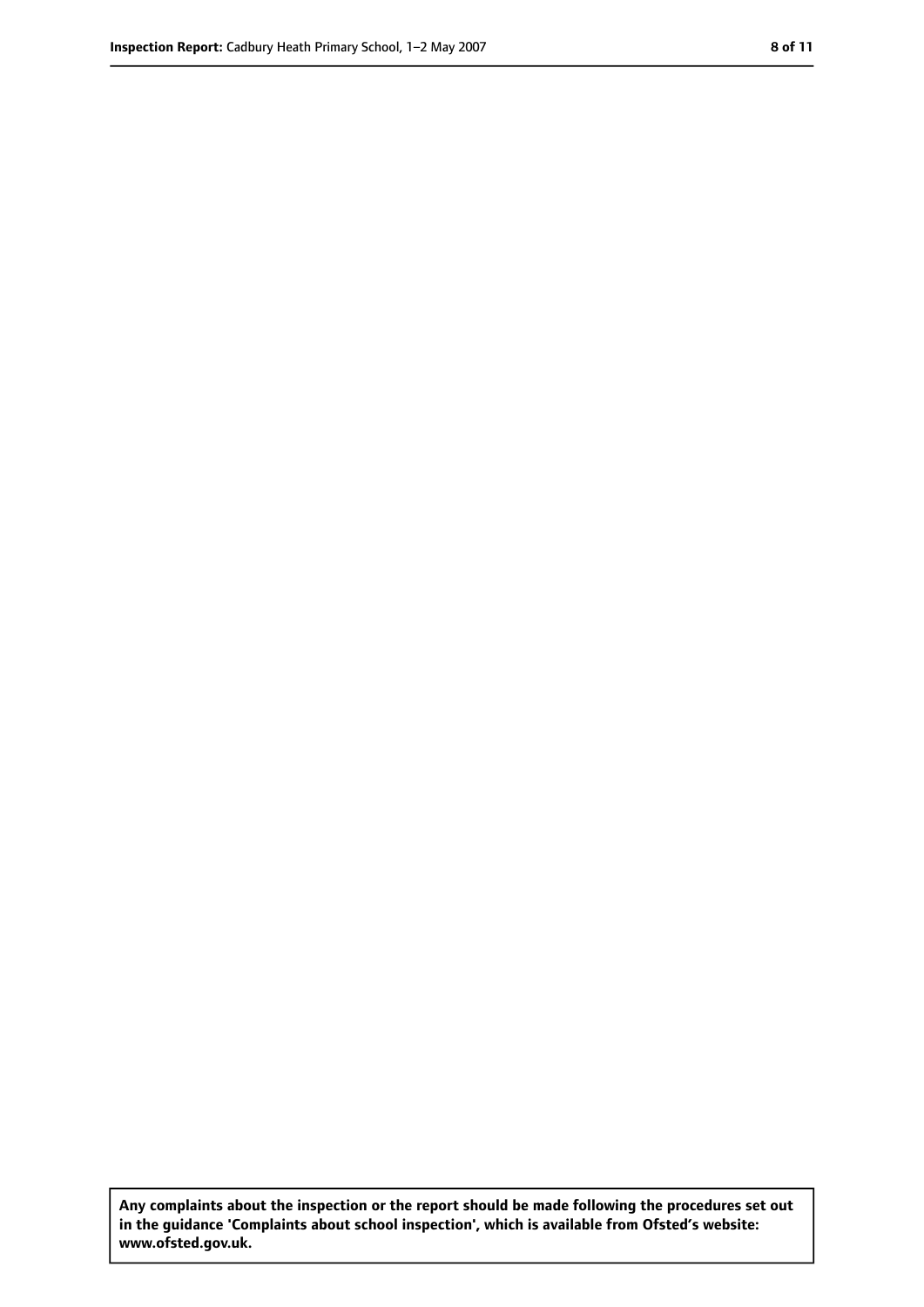**Any complaints about the inspection or the report should be made following the procedures set out in the guidance 'Complaints about school inspection', which is available from Ofsted's website: www.ofsted.gov.uk.**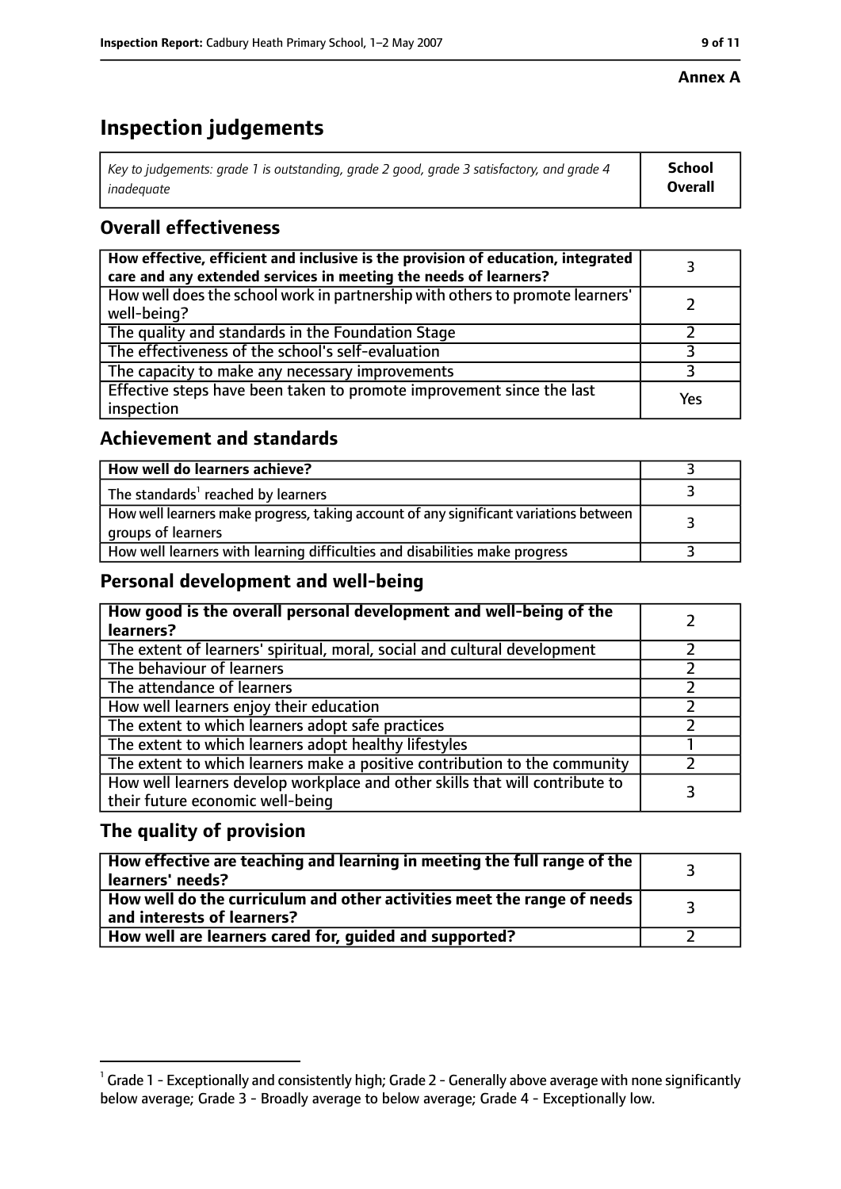**Annex A**

# Inspection judgements

| *Key to judgements: grade 1 is outstanding, grade 2 good, grade 3 satisfactory, and grade 4 inadequate* | **School Overall** |
|---|---|

## Overall effectiveness

| | |
|---|---|
| **How effective, efficient and inclusive is the provision of education, integrated care and any extended services in meeting the needs of learners?** | 3 |
| How well does the school work in partnership with others to promote learners' well-being? | 2 |
| The quality and standards in the Foundation Stage | 2 |
| The effectiveness of the school's self-evaluation | 3 |
| The capacity to make any necessary improvements | 3 |
| Effective steps have been taken to promote improvement since the last inspection | Yes |

## Achievement and standards

| | |
|---|---|
| **How well do learners achieve?** | 3 |
| The standards[1] reached by learners | 3 |
| How well learners make progress, taking account of any significant variations between groups of learners | 3 |
| How well learners with learning difficulties and disabilities make progress | 3 |

## Personal development and well-being

| | |
|---|---|
| **How good is the overall personal development and well-being of the learners?** | 2 |
| The extent of learners' spiritual, moral, social and cultural development | 2 |
| The behaviour of learners | 2 |
| The attendance of learners | 2 |
| How well learners enjoy their education | 2 |
| The extent to which learners adopt safe practices | 2 |
| The extent to which learners adopt healthy lifestyles | 1 |
| The extent to which learners make a positive contribution to the community | 2 |
| How well learners develop workplace and other skills that will contribute to their future economic well-being | 3 |

## The quality of provision

| | |
|---|---|
| **How effective are teaching and learning in meeting the full range of the learners' needs?** | 3 |
| **How well do the curriculum and other activities meet the range of needs and interests of learners?** | 3 |
| **How well are learners cared for, guided and supported?** | 2 |

[1] Grade 1 - Exceptionally and consistently high; Grade 2 - Generally above average with none significantly below average; Grade 3 - Broadly average to below average; Grade 4 - Exceptionally low.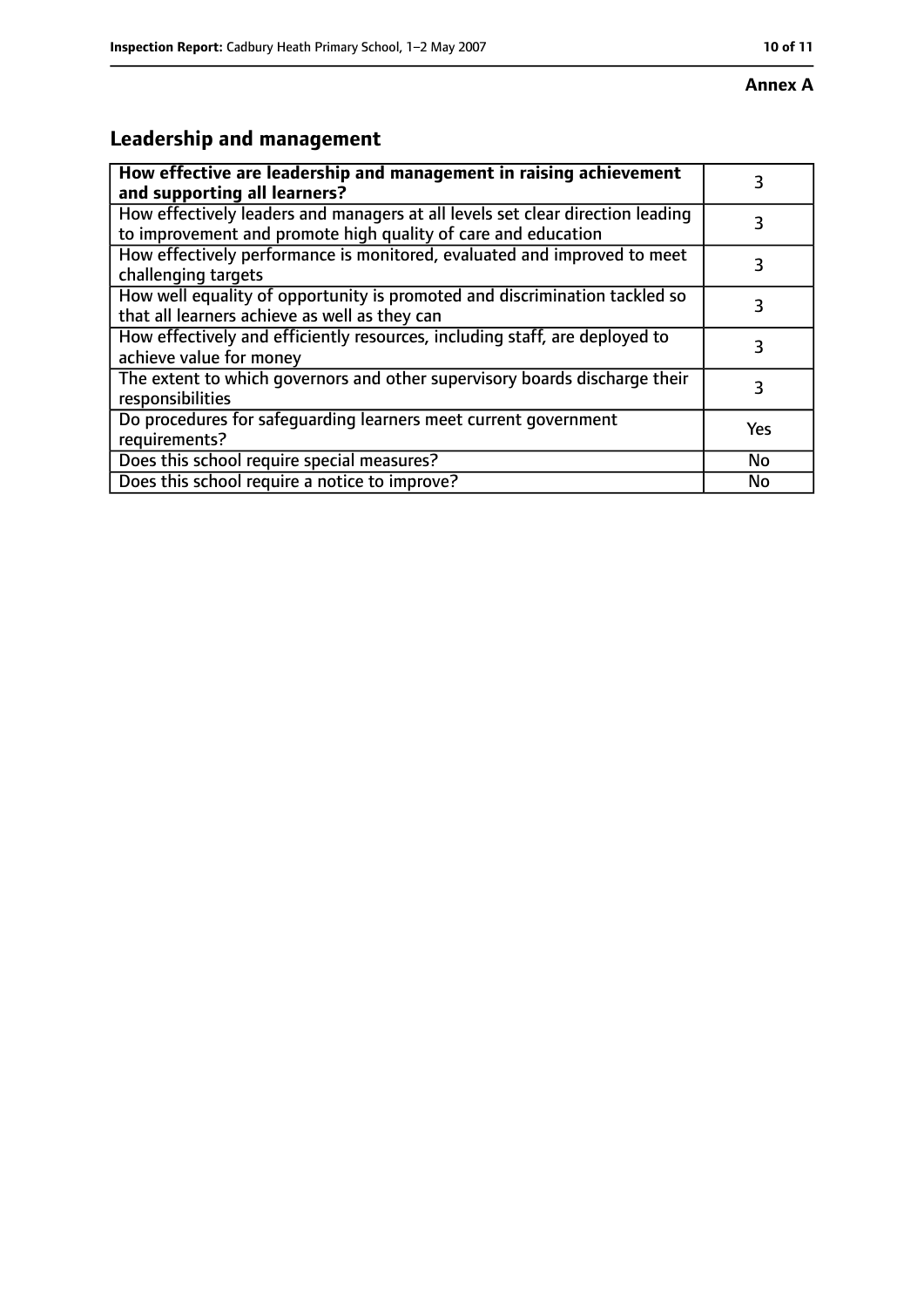**Annex A**

## Leadership and management

| How effective are leadership and management in raising achievement and supporting all learners? | 3 |
|---|---|
| How effectively leaders and managers at all levels set clear direction leading to improvement and promote high quality of care and education | 3 |
| How effectively performance is monitored, evaluated and improved to meet challenging targets | 3 |
| How well equality of opportunity is promoted and discrimination tackled so that all learners achieve as well as they can | 3 |
| How effectively and efficiently resources, including staff, are deployed to achieve value for money | 3 |
| The extent to which governors and other supervisory boards discharge their responsibilities | 3 |
| Do procedures for safeguarding learners meet current government requirements? | Yes |
| Does this school require special measures? | No |
| Does this school require a notice to improve? | No |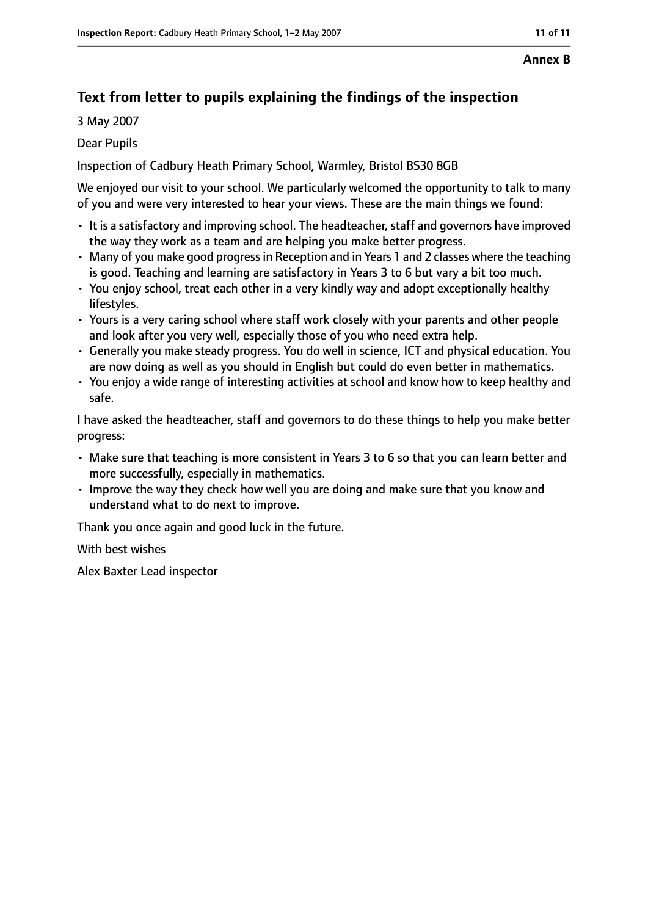Annex B

## Text from letter to pupils explaining the findings of the inspection

3 May 2007

Dear Pupils

Inspection of Cadbury Heath Primary School, Warmley, Bristol BS30 8GB

We enjoyed our visit to your school. We particularly welcomed the opportunity to talk to many of you and were very interested to hear your views. These are the main things we found:

- It is a satisfactory and improving school. The headteacher, staff and governors have improved the way they work as a team and are helping you make better progress.
- Many of you make good progress in Reception and in Years 1 and 2 classes where the teaching is good. Teaching and learning are satisfactory in Years 3 to 6 but vary a bit too much.
- You enjoy school, treat each other in a very kindly way and adopt exceptionally healthy lifestyles.
- Yours is a very caring school where staff work closely with your parents and other people and look after you very well, especially those of you who need extra help.
- Generally you make steady progress. You do well in science, ICT and physical education. You are now doing as well as you should in English but could do even better in mathematics.
- You enjoy a wide range of interesting activities at school and know how to keep healthy and safe.

I have asked the headteacher, staff and governors to do these things to help you make better progress:

- Make sure that teaching is more consistent in Years 3 to 6 so that you can learn better and more successfully, especially in mathematics.
- Improve the way they check how well you are doing and make sure that you know and understand what to do next to improve.

Thank you once again and good luck in the future.

With best wishes

Alex Baxter Lead inspector